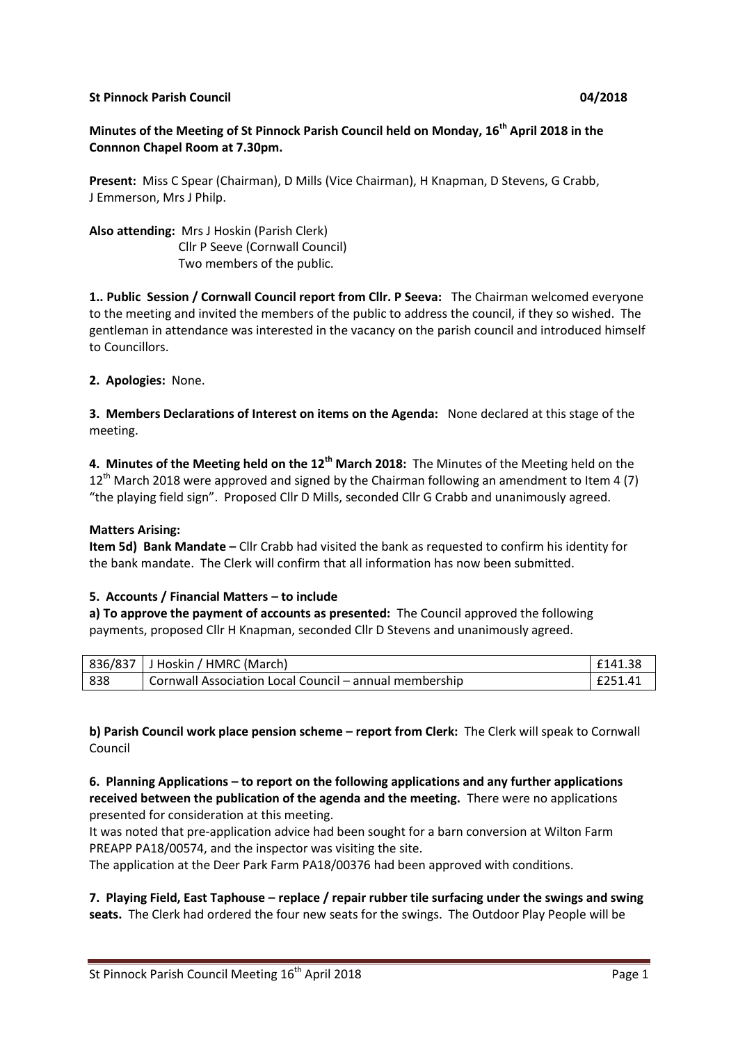**St Pinnock Parish Council 04/2018**

**Minutes of the Meeting of St Pinnock Parish Council held on Monday, 16th April 2018 in the Connnon Chapel Room at 7.30pm.**

**Present:** Miss C Spear (Chairman), D Mills (Vice Chairman), H Knapman, D Stevens, G Crabb, J Emmerson, Mrs J Philp.

**Also attending:** Mrs J Hoskin (Parish Clerk)
Cllr P Seeve (Cornwall Council)
Two members of the public.

**1.. Public Session / Cornwall Council report from Cllr. P Seeva:** The Chairman welcomed everyone to the meeting and invited the members of the public to address the council, if they so wished. The gentleman in attendance was interested in the vacancy on the parish council and introduced himself to Councillors.

**2. Apologies:** None.

**3. Members Declarations of Interest on items on the Agenda:** None declared at this stage of the meeting.

**4. Minutes of the Meeting held on the 12th March 2018:** The Minutes of the Meeting held on the 12th March 2018 were approved and signed by the Chairman following an amendment to Item 4 (7) "the playing field sign". Proposed Cllr D Mills, seconded Cllr G Crabb and unanimously agreed.

**Matters Arising:**

**Item 5d) Bank Mandate –** Cllr Crabb had visited the bank as requested to confirm his identity for the bank mandate. The Clerk will confirm that all information has now been submitted.

**5. Accounts / Financial Matters – to include**

**a) To approve the payment of accounts as presented:** The Council approved the following payments, proposed Cllr H Knapman, seconded Cllr D Stevens and unanimously agreed.

| | | |
|---|---|---|
| 836/837 | J Hoskin / HMRC (March) | £141.38 |
| 838 | Cornwall Association Local Council – annual membership | £251.41 |

**b) Parish Council work place pension scheme – report from Clerk:** The Clerk will speak to Cornwall Council

**6. Planning Applications – to report on the following applications and any further applications received between the publication of the agenda and the meeting.** There were no applications presented for consideration at this meeting.

It was noted that pre-application advice had been sought for a barn conversion at Wilton Farm PREAPP PA18/00574, and the inspector was visiting the site.

The application at the Deer Park Farm PA18/00376 had been approved with conditions.

**7. Playing Field, East Taphouse – replace / repair rubber tile surfacing under the swings and swing seats.** The Clerk had ordered the four new seats for the swings. The Outdoor Play People will be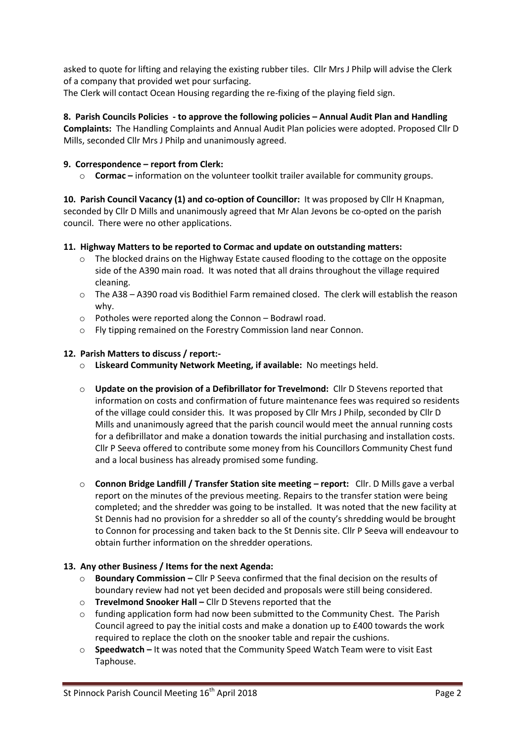asked to quote for lifting and relaying the existing rubber tiles. Cllr Mrs J Philp will advise the Clerk of a company that provided wet pour surfacing.

The Clerk will contact Ocean Housing regarding the re-fixing of the playing field sign.

**8. Parish Councils Policies - to approve the following policies – Annual Audit Plan and Handling Complaints:** The Handling Complaints and Annual Audit Plan policies were adopted. Proposed Cllr D Mills, seconded Cllr Mrs J Philp and unanimously agreed.

**9. Correspondence – report from Clerk:**

- **Cormac –** information on the volunteer toolkit trailer available for community groups.

**10. Parish Council Vacancy (1) and co-option of Councillor:** It was proposed by Cllr H Knapman, seconded by Cllr D Mills and unanimously agreed that Mr Alan Jevons be co-opted on the parish council. There were no other applications.

**11. Highway Matters to be reported to Cormac and update on outstanding matters:**

- The blocked drains on the Highway Estate caused flooding to the cottage on the opposite side of the A390 main road. It was noted that all drains throughout the village required cleaning.
- The A38 – A390 road vis Bodithiel Farm remained closed. The clerk will establish the reason why.
- Potholes were reported along the Connon – Bodrawl road.
- Fly tipping remained on the Forestry Commission land near Connon.

**12. Parish Matters to discuss / report:-**

- **Liskeard Community Network Meeting, if available:** No meetings held.
- **Update on the provision of a Defibrillator for Trevelmond:** Cllr D Stevens reported that information on costs and confirmation of future maintenance fees was required so residents of the village could consider this. It was proposed by Cllr Mrs J Philp, seconded by Cllr D Mills and unanimously agreed that the parish council would meet the annual running costs for a defibrillator and make a donation towards the initial purchasing and installation costs. Cllr P Seeva offered to contribute some money from his Councillors Community Chest fund and a local business has already promised some funding.
- **Connon Bridge Landfill / Transfer Station site meeting – report:** Cllr. D Mills gave a verbal report on the minutes of the previous meeting. Repairs to the transfer station were being completed; and the shredder was going to be installed. It was noted that the new facility at St Dennis had no provision for a shredder so all of the county's shredding would be brought to Connon for processing and taken back to the St Dennis site. Cllr P Seeva will endeavour to obtain further information on the shredder operations.

**13. Any other Business / Items for the next Agenda:**

- **Boundary Commission –** Cllr P Seeva confirmed that the final decision on the results of boundary review had not yet been decided and proposals were still being considered.
- **Trevelmond Snooker Hall –** Cllr D Stevens reported that the
- funding application form had now been submitted to the Community Chest. The Parish Council agreed to pay the initial costs and make a donation up to £400 towards the work required to replace the cloth on the snooker table and repair the cushions.
- **Speedwatch –** It was noted that the Community Speed Watch Team were to visit East Taphouse.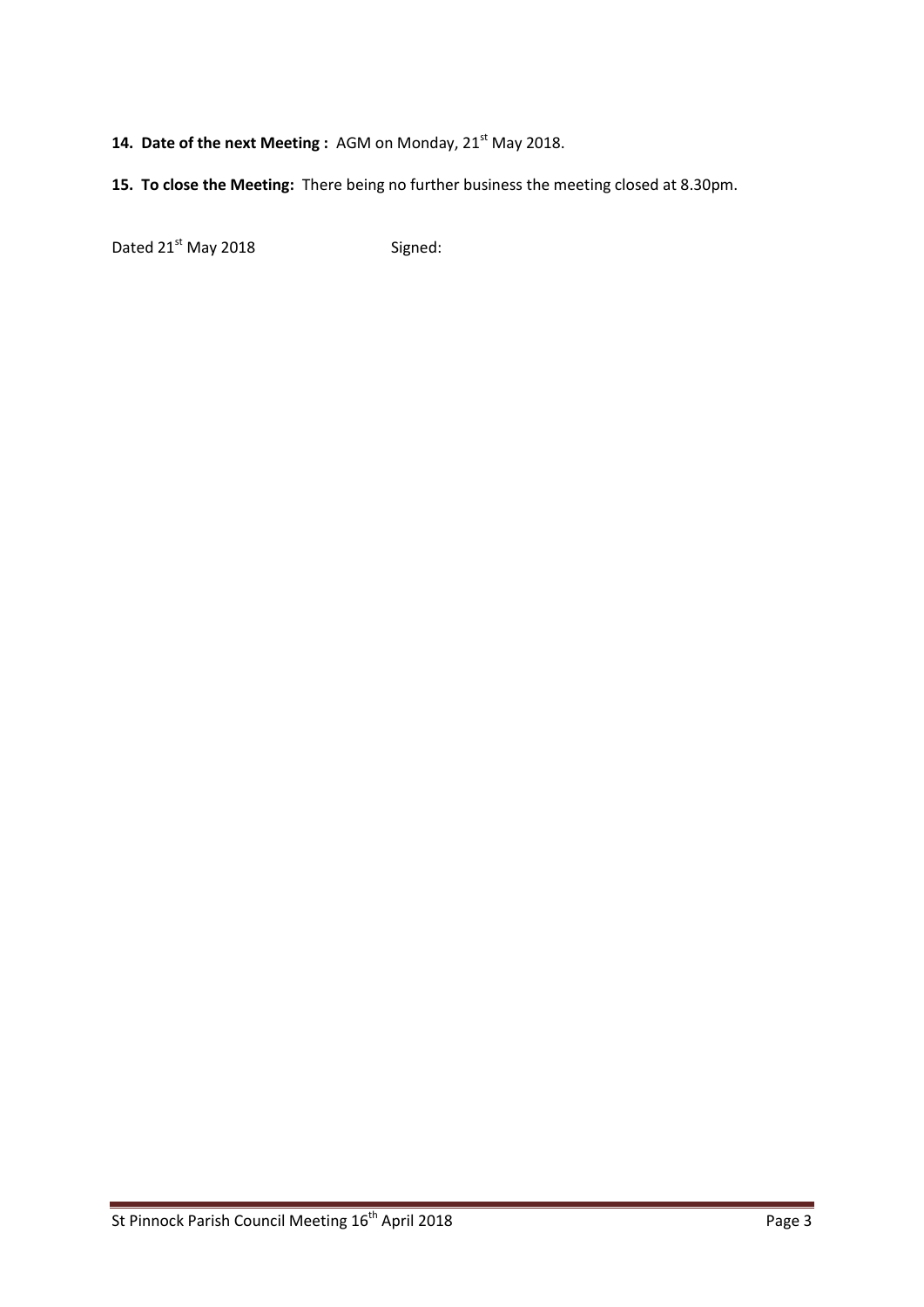**14. Date of the next Meeting :** AGM on Monday, 21st May 2018.

**15. To close the Meeting:** There being no further business the meeting closed at 8.30pm.

Dated 21st May 2018 Signed: